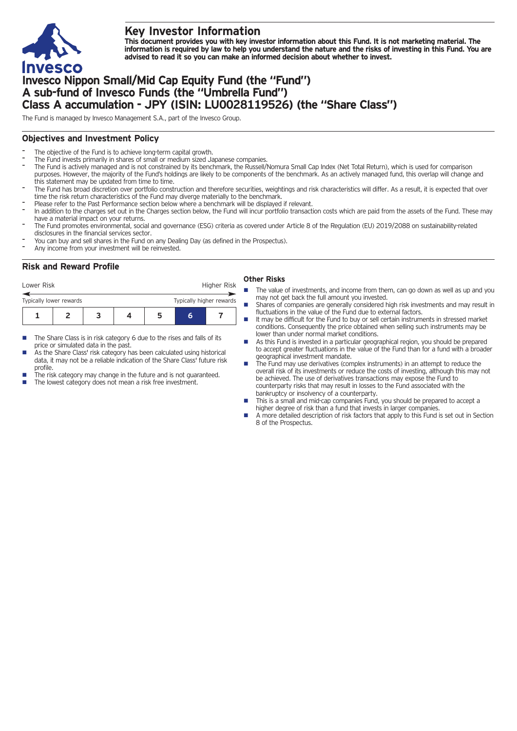# Key Investor Information

**This document provides you with key investor information about this Fund. It is not marketing material. The information is required by law to help you understand the nature and the risks of investing in this Fund. You are advised to read it so you can make an informed decision about whether to invest.**

# Invesco Nippon Small/Mid Cap Equity Fund (the "Fund") A sub-fund of Invesco Funds (the "Umbrella Fund") Class A accumulation - JPY (ISIN: LU0028119526) (the "Share Class")

The Fund is managed by Invesco Management S.A., part of the Invesco Group.

## Objectives and Investment Policy

- The objective of the Fund is to achieve long-term capital growth.
- The Fund invests primarily in shares of small or medium sized Japanese companies.
- The Fund is actively managed and is not constrained by its benchmark, the Russell/Nomura Small Cap Index (Net Total Return), which is used for comparison purposes. However, the majority of the Fund's holdings are likely to be components of the benchmark. As an actively managed fund, this overlap will change and this statement may be updated from time to time.
- The Fund has broad discretion over portfolio construction and therefore securities, weightings and risk characteristics will differ. As a result, it is expected that over time the risk return characteristics of the Fund may diverge materially to the benchmark.
- Please refer to the Past Performance section below where a benchmark will be displayed if relevant.
- In addition to the charges set out in the Charges section below, the Fund will incur portfolio transaction costs which are paid from the assets of the Fund. These may have a material impact on your returns.
- The Fund promotes environmental, social and governance (ESG) criteria as covered under Article 8 of the Regulation (EU) 2019/2088 on sustainability-related disclosures in the financial services sector.
- You can buy and sell shares in the Fund on any Dealing Day (as defined in the Prospectus).
- Any income from your investment will be reinvested.

## Risk and Reward Profile

| Lower Risk | | | | | | Higher Risk |
|---|---|---|---|---|---|---|
| Typically lower rewards | | | | | | Typically higher rewards |
| 1 | 2 | 3 | 4 | 5 | **6** | 7 |

- The Share Class is in risk category 6 due to the rises and falls of its price or simulated data in the past.
- As the Share Class' risk category has been calculated using historical data, it may not be a reliable indication of the Share Class' future risk profile.
- The risk category may change in the future and is not guaranteed.
- The lowest category does not mean a risk free investment.

### Other Risks

- The value of investments, and income from them, can go down as well as up and you may not get back the full amount you invested.
- Shares of companies are generally considered high risk investments and may result in fluctuations in the value of the Fund due to external factors.
- It may be difficult for the Fund to buy or sell certain instruments in stressed market conditions. Consequently the price obtained when selling such instruments may be lower than under normal market conditions.
- As this Fund is invested in a particular geographical region, you should be prepared to accept greater fluctuations in the value of the Fund than for a fund with a broader geographical investment mandate.
- The Fund may use derivatives (complex instruments) in an attempt to reduce the overall risk of its investments or reduce the costs of investing, although this may not be achieved. The use of derivatives transactions may expose the Fund to counterparty risks that may result in losses to the Fund associated with the bankruptcy or insolvency of a counterparty.
- This is a small and mid-cap companies Fund, you should be prepared to accept a higher degree of risk than a fund that invests in larger companies.
- A more detailed description of risk factors that apply to this Fund is set out in Section 8 of the Prospectus.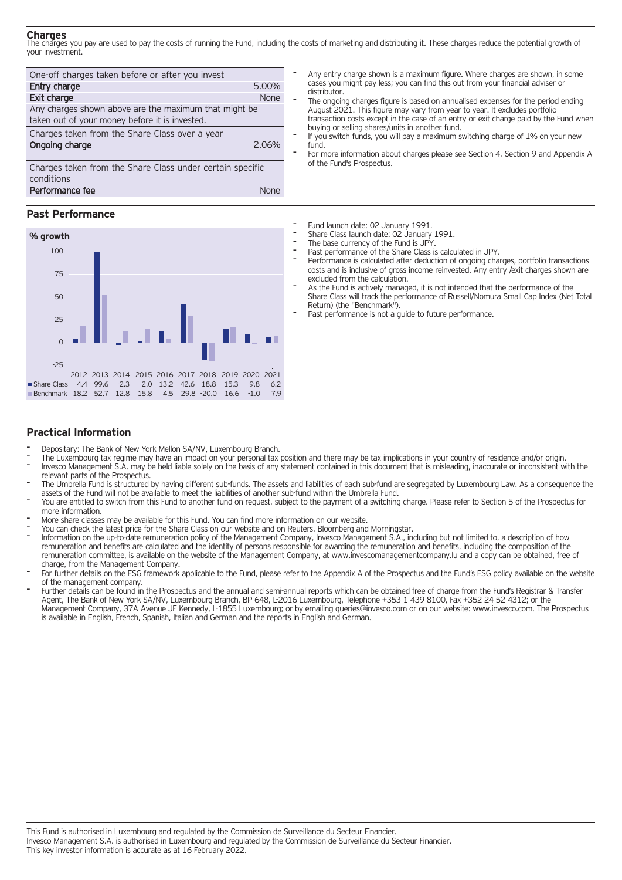## Charges

The charges you pay are used to pay the costs of running the Fund, including the costs of marketing and distributing it. These charges reduce the potential growth of your investment.

| | |
|---|---|
| One-off charges taken before or after you invest | |
| **Entry charge** | 5.00% |
| **Exit charge** | None |
| Any charges shown above are the maximum that might be taken out of your money before it is invested. | |
| Charges taken from the Share Class over a year | |
| **Ongoing charge** | 2.06% |
| Charges taken from the Share Class under certain specific conditions | |
| **Performance fee** | None |

- Any entry charge shown is a maximum figure. Where charges are shown, in some cases you might pay less; you can find this out from your financial adviser or distributor.
- The ongoing charges figure is based on annualised expenses for the period ending August 2021. This figure may vary from year to year. It excludes portfolio transaction costs except in the case of an entry or exit charge paid by the Fund when buying or selling shares/units in another fund.
- If you switch funds, you will pay a maximum switching charge of 1% on your new fund.
- For more information about charges please see Section 4, Section 9 and Appendix A of the Fund's Prospectus.

## Past Performance

% growth

100
75
50
25
0
-25

2012 2013 2014 2015 2016 2017 2018 2019 2020 2021

Share Class 4.4 99.6 -2.3 2.0 13.2 42.6 -18.8 15.3 9.8 6.2

Benchmark 18.2 52.7 12.8 15.8 4.5 29.8 -20.0 16.6 -1.0 7.9

- Fund launch date: 02 January 1991.
- Share Class launch date: 02 January 1991.
- The base currency of the Fund is JPY.
- Past performance of the Share Class is calculated in JPY.
- Performance is calculated after deduction of ongoing charges, portfolio transactions costs and is inclusive of gross income reinvested. Any entry /exit charges shown are excluded from the calculation.
- As the Fund is actively managed, it is not intended that the performance of the Share Class will track the performance of Russell/Nomura Small Cap Index (Net Total Return) (the "Benchmark").
- Past performance is not a guide to future performance.

## Practical Information

- Depositary: The Bank of New York Mellon SA/NV, Luxembourg Branch.
- The Luxembourg tax regime may have an impact on your personal tax position and there may be tax implications in your country of residence and/or origin.
- Invesco Management S.A. may be held liable solely on the basis of any statement contained in this document that is misleading, inaccurate or inconsistent with the relevant parts of the Prospectus.
- The Umbrella Fund is structured by having different sub-funds. The assets and liabilities of each sub-fund are segregated by Luxembourg Law. As a consequence the assets of the Fund will not be available to meet the liabilities of another sub-fund within the Umbrella Fund.
- You are entitled to switch from this Fund to another fund on request, subject to the payment of a switching charge. Please refer to Section 5 of the Prospectus for more information.
- More share classes may be available for this Fund. You can find more information on our website.
- You can check the latest price for the Share Class on our website and on Reuters, Bloomberg and Morningstar.
- Information on the up-to-date remuneration policy of the Management Company, Invesco Management S.A., including but not limited to, a description of how remuneration and benefits are calculated and the identity of persons responsible for awarding the remuneration and benefits, including the composition of the remuneration committee, is available on the website of the Management Company, at www.invescomanagementcompany.lu and a copy can be obtained, free of charge, from the Management Company.
- For further details on the ESG framework applicable to the Fund, please refer to the Appendix A of the Prospectus and the Fund's ESG policy available on the website of the management company.
- Further details can be found in the Prospectus and the annual and semi-annual reports which can be obtained free of charge from the Fund's Registrar & Transfer Agent, The Bank of New York SA/NV, Luxembourg Branch, BP 648, L-2016 Luxembourg, Telephone +353 1 439 8100, Fax +352 24 52 4312; or the Management Company, 37A Avenue JF Kennedy, L-1855 Luxembourg; or by emailing queries@invesco.com or on our website: www.invesco.com. The Prospectus is available in English, French, Spanish, Italian and German and the reports in English and German.

This Fund is authorised in Luxembourg and regulated by the Commission de Surveillance du Secteur Financier.
Invesco Management S.A. is authorised in Luxembourg and regulated by the Commission de Surveillance du Secteur Financier.
This key investor information is accurate as at 16 February 2022.